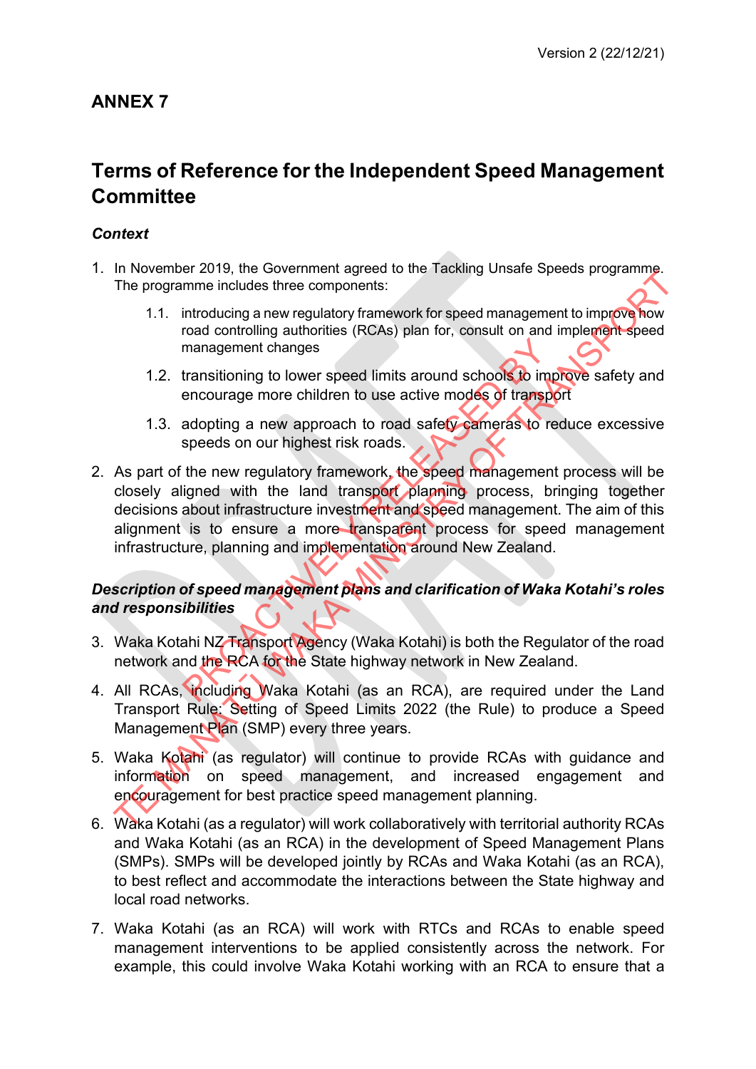Version 2 (22/12/21)

## ANNEX 7

# Terms of Reference for the Independent Speed Management Committee

***Context***

1. In November 2019, the Government agreed to the Tackling Unsafe Speeds programme. The programme includes three components:

   1.1. introducing a new regulatory framework for speed management to improve how road controlling authorities (RCAs) plan for, consult on and implement speed management changes

   1.2. transitioning to lower speed limits around schools to improve safety and encourage more children to use active modes of transport

   1.3. adopting a new approach to road safety cameras to reduce excessive speeds on our highest risk roads.

2. As part of the new regulatory framework, the speed management process will be closely aligned with the land transport planning process, bringing together decisions about infrastructure investment and speed management. The aim of this alignment is to ensure a more transparent process for speed management infrastructure, planning and implementation around New Zealand.

***Description of speed management plans and clarification of Waka Kotahi's roles and responsibilities***

3. Waka Kotahi NZ Transport Agency (Waka Kotahi) is both the Regulator of the road network and the RCA for the State highway network in New Zealand.

4. All RCAs, including Waka Kotahi (as an RCA), are required under the Land Transport Rule: Setting of Speed Limits 2022 (the Rule) to produce a Speed Management Plan (SMP) every three years.

5. Waka Kotahi (as regulator) will continue to provide RCAs with guidance and information on speed management, and increased engagement and encouragement for best practice speed management planning.

6. Waka Kotahi (as a regulator) will work collaboratively with territorial authority RCAs and Waka Kotahi (as an RCA) in the development of Speed Management Plans (SMPs). SMPs will be developed jointly by RCAs and Waka Kotahi (as an RCA), to best reflect and accommodate the interactions between the State highway and local road networks.

7. Waka Kotahi (as an RCA) will work with RTCs and RCAs to enable speed management interventions to be applied consistently across the network. For example, this could involve Waka Kotahi working with an RCA to ensure that a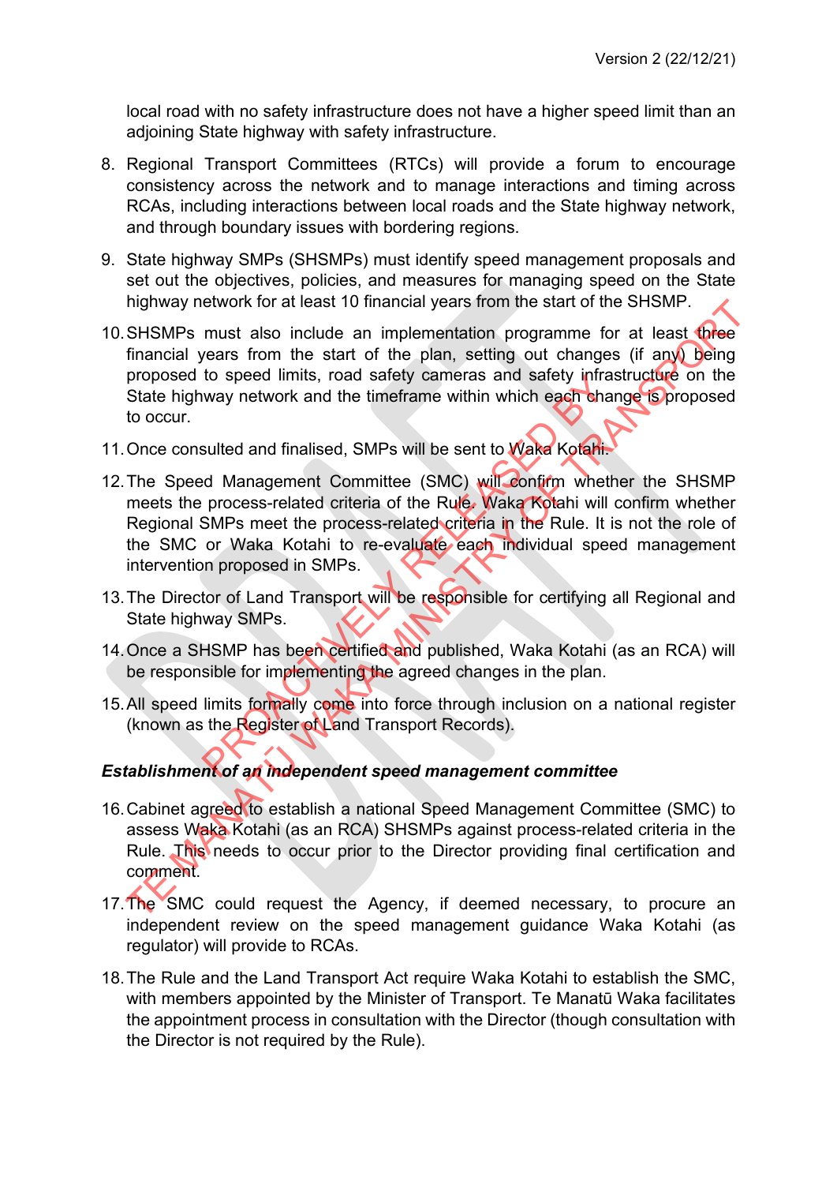local road with no safety infrastructure does not have a higher speed limit than an adjoining State highway with safety infrastructure.

8. Regional Transport Committees (RTCs) will provide a forum to encourage consistency across the network and to manage interactions and timing across RCAs, including interactions between local roads and the State highway network, and through boundary issues with bordering regions.

9. State highway SMPs (SHSMPs) must identify speed management proposals and set out the objectives, policies, and measures for managing speed on the State highway network for at least 10 financial years from the start of the SHSMP.

10. SHSMPs must also include an implementation programme for at least three financial years from the start of the plan, setting out changes (if any) being proposed to speed limits, road safety cameras and safety infrastructure on the State highway network and the timeframe within which each change is proposed to occur.

11. Once consulted and finalised, SMPs will be sent to Waka Kotahi.

12. The Speed Management Committee (SMC) will confirm whether the SHSMP meets the process-related criteria of the Rule. Waka Kotahi will confirm whether Regional SMPs meet the process-related criteria in the Rule. It is not the role of the SMC or Waka Kotahi to re-evaluate each individual speed management intervention proposed in SMPs.

13. The Director of Land Transport will be responsible for certifying all Regional and State highway SMPs.

14. Once a SHSMP has been certified and published, Waka Kotahi (as an RCA) will be responsible for implementing the agreed changes in the plan.

15. All speed limits formally come into force through inclusion on a national register (known as the Register of Land Transport Records).

***Establishment of an independent speed management committee***

16. Cabinet agreed to establish a national Speed Management Committee (SMC) to assess Waka Kotahi (as an RCA) SHSMPs against process-related criteria in the Rule. This needs to occur prior to the Director providing final certification and comment.

17. The SMC could request the Agency, if deemed necessary, to procure an independent review on the speed management guidance Waka Kotahi (as regulator) will provide to RCAs.

18. The Rule and the Land Transport Act require Waka Kotahi to establish the SMC, with members appointed by the Minister of Transport. Te Manatū Waka facilitates the appointment process in consultation with the Director (though consultation with the Director is not required by the Rule).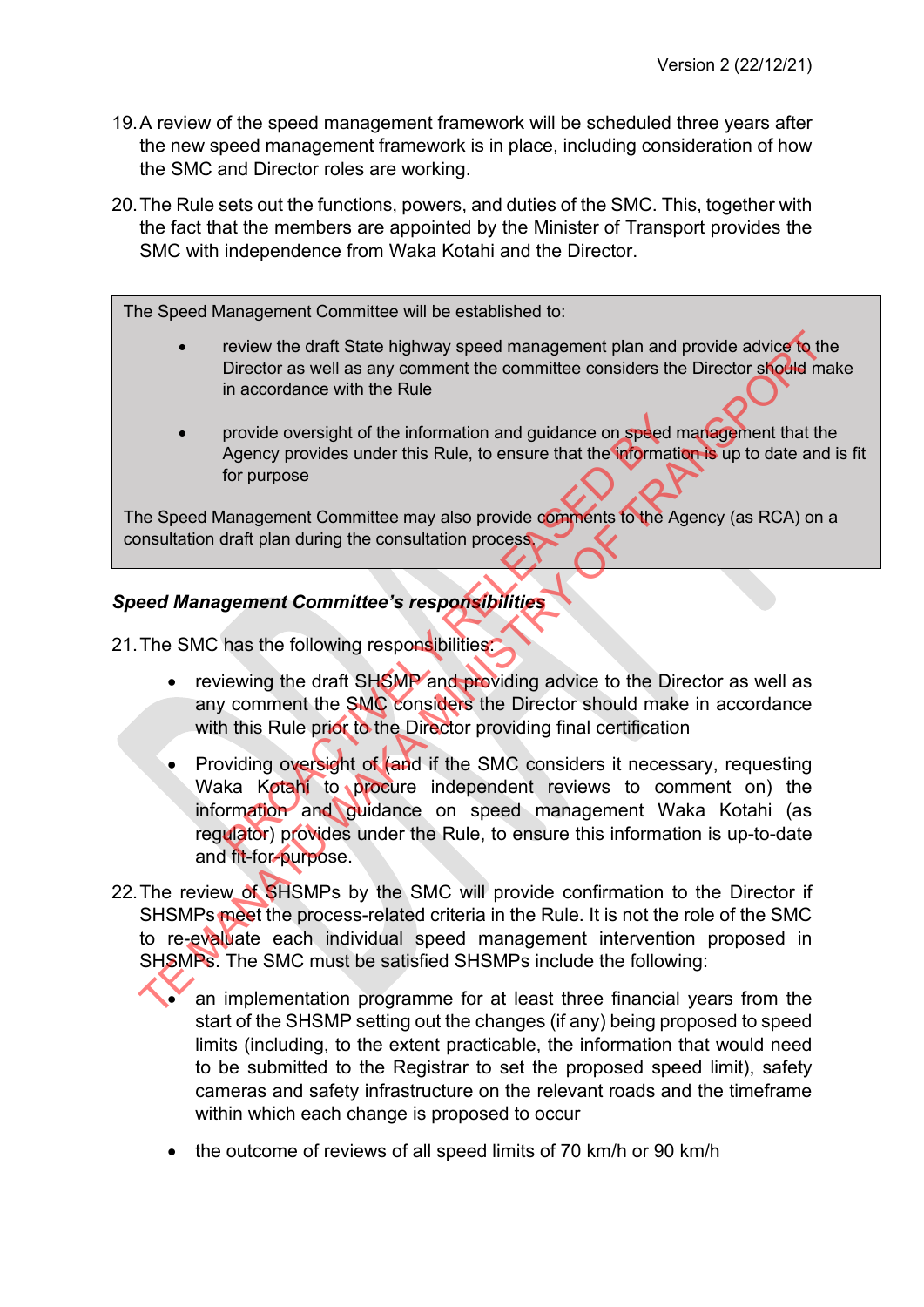19. A review of the speed management framework will be scheduled three years after the new speed management framework is in place, including consideration of how the SMC and Director roles are working.

20. The Rule sets out the functions, powers, and duties of the SMC. This, together with the fact that the members are appointed by the Minister of Transport provides the SMC with independence from Waka Kotahi and the Director.

> The Speed Management Committee will be established to:
>
> - review the draft State highway speed management plan and provide advice to the Director as well as any comment the committee considers the Director should make in accordance with the Rule
> - provide oversight of the information and guidance on speed management that the Agency provides under this Rule, to ensure that the information is up to date and is fit for purpose
>
> The Speed Management Committee may also provide comments to the Agency (as RCA) on a consultation draft plan during the consultation process.

***Speed Management Committee's responsibilities***

21. The SMC has the following responsibilities:
    - reviewing the draft SHSMP and providing advice to the Director as well as any comment the SMC considers the Director should make in accordance with this Rule prior to the Director providing final certification
    - Providing oversight of (and if the SMC considers it necessary, requesting Waka Kotahi to procure independent reviews to comment on) the information and guidance on speed management Waka Kotahi (as regulator) provides under the Rule, to ensure this information is up-to-date and fit-for-purpose.

22. The review of SHSMPs by the SMC will provide confirmation to the Director if SHSMPs meet the process-related criteria in the Rule. It is not the role of the SMC to re-evaluate each individual speed management intervention proposed in SHSMPs. The SMC must be satisfied SHSMPs include the following:
    - an implementation programme for at least three financial years from the start of the SHSMP setting out the changes (if any) being proposed to speed limits (including, to the extent practicable, the information that would need to be submitted to the Registrar to set the proposed speed limit), safety cameras and safety infrastructure on the relevant roads and the timeframe within which each change is proposed to occur
    - the outcome of reviews of all speed limits of 70 km/h or 90 km/h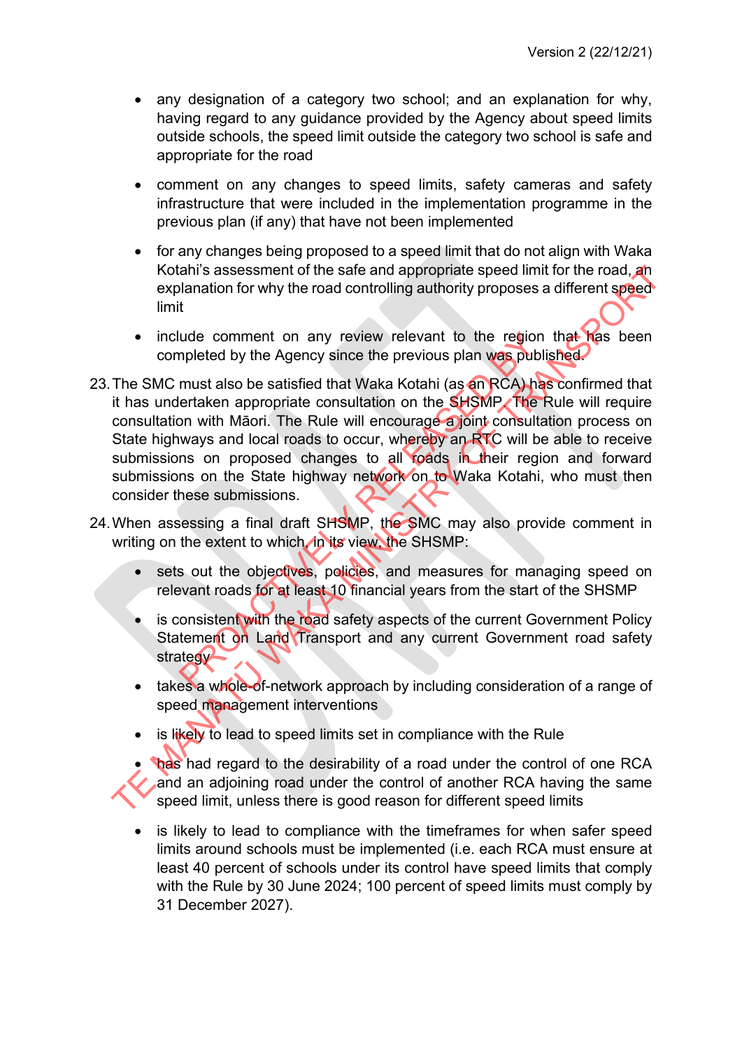- any designation of a category two school; and an explanation for why, having regard to any guidance provided by the Agency about speed limits outside schools, the speed limit outside the category two school is safe and appropriate for the road
- comment on any changes to speed limits, safety cameras and safety infrastructure that were included in the implementation programme in the previous plan (if any) that have not been implemented
- for any changes being proposed to a speed limit that do not align with Waka Kotahi's assessment of the safe and appropriate speed limit for the road, an explanation for why the road controlling authority proposes a different speed limit
- include comment on any review relevant to the region that has been completed by the Agency since the previous plan was published.

23. The SMC must also be satisfied that Waka Kotahi (as an RCA) has confirmed that it has undertaken appropriate consultation on the SHSMP. The Rule will require consultation with Māori. The Rule will encourage a joint consultation process on State highways and local roads to occur, whereby an RTC will be able to receive submissions on proposed changes to all roads in their region and forward submissions on the State highway network on to Waka Kotahi, who must then consider these submissions.

24. When assessing a final draft SHSMP, the SMC may also provide comment in writing on the extent to which, in its view, the SHSMP:
    - sets out the objectives, policies, and measures for managing speed on relevant roads for at least 10 financial years from the start of the SHSMP
    - is consistent with the road safety aspects of the current Government Policy Statement on Land Transport and any current Government road safety strategy
    - takes a whole-of-network approach by including consideration of a range of speed management interventions
    - is likely to lead to speed limits set in compliance with the Rule
    - has had regard to the desirability of a road under the control of one RCA and an adjoining road under the control of another RCA having the same speed limit, unless there is good reason for different speed limits
    - is likely to lead to compliance with the timeframes for when safer speed limits around schools must be implemented (i.e. each RCA must ensure at least 40 percent of schools under its control have speed limits that comply with the Rule by 30 June 2024; 100 percent of speed limits must comply by 31 December 2027).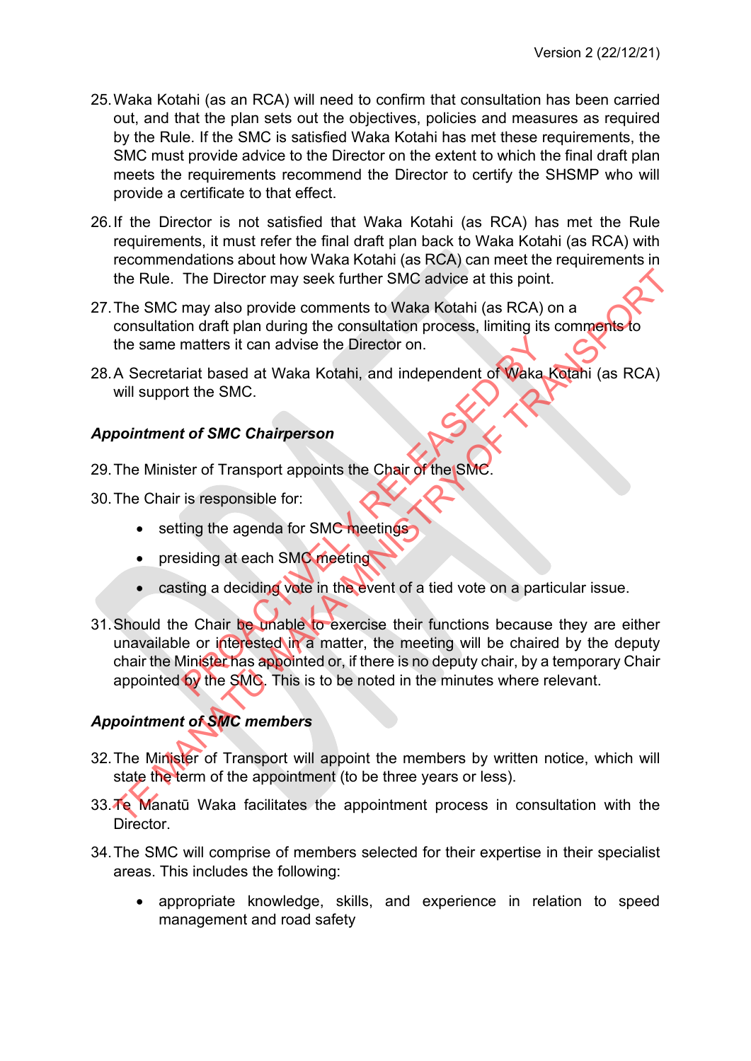25. Waka Kotahi (as an RCA) will need to confirm that consultation has been carried out, and that the plan sets out the objectives, policies and measures as required by the Rule. If the SMC is satisfied Waka Kotahi has met these requirements, the SMC must provide advice to the Director on the extent to which the final draft plan meets the requirements recommend the Director to certify the SHSMP who will provide a certificate to that effect.

26. If the Director is not satisfied that Waka Kotahi (as RCA) has met the Rule requirements, it must refer the final draft plan back to Waka Kotahi (as RCA) with recommendations about how Waka Kotahi (as RCA) can meet the requirements in the Rule. The Director may seek further SMC advice at this point.

27. The SMC may also provide comments to Waka Kotahi (as RCA) on a consultation draft plan during the consultation process, limiting its comments to the same matters it can advise the Director on.

28. A Secretariat based at Waka Kotahi, and independent of Waka Kotahi (as RCA) will support the SMC.

### *Appointment of SMC Chairperson*

29. The Minister of Transport appoints the Chair of the SMC.

30. The Chair is responsible for:

    - setting the agenda for SMC meetings
    - presiding at each SMC meeting
    - casting a deciding vote in the event of a tied vote on a particular issue.

31. Should the Chair be unable to exercise their functions because they are either unavailable or interested in a matter, the meeting will be chaired by the deputy chair the Minister has appointed or, if there is no deputy chair, by a temporary Chair appointed by the SMC. This is to be noted in the minutes where relevant.

### *Appointment of SMC members*

32. The Minister of Transport will appoint the members by written notice, which will state the term of the appointment (to be three years or less).

33. Te Manatū Waka facilitates the appointment process in consultation with the Director.

34. The SMC will comprise of members selected for their expertise in their specialist areas. This includes the following:

    - appropriate knowledge, skills, and experience in relation to speed management and road safety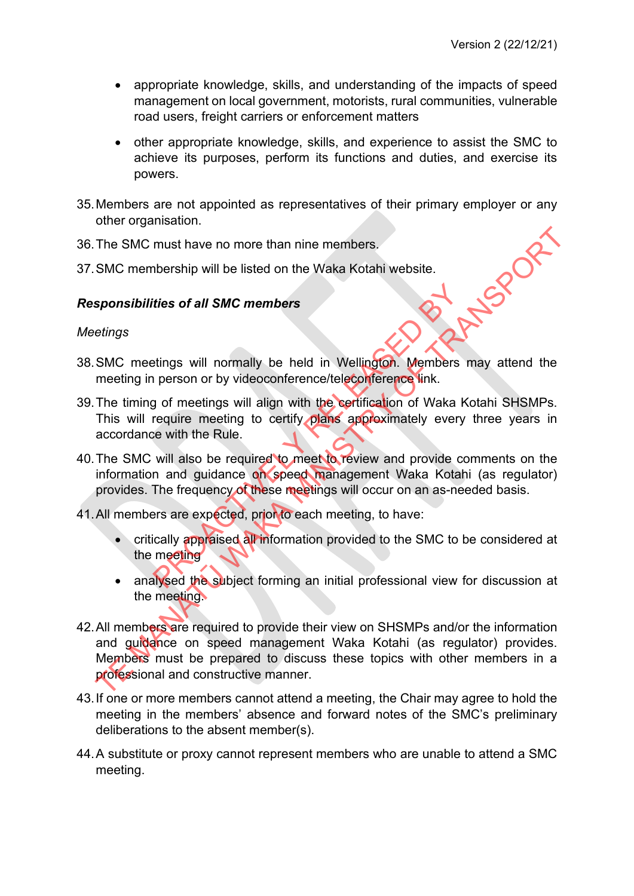- appropriate knowledge, skills, and understanding of the impacts of speed management on local government, motorists, rural communities, vulnerable road users, freight carriers or enforcement matters
- other appropriate knowledge, skills, and experience to assist the SMC to achieve its purposes, perform its functions and duties, and exercise its powers.

35. Members are not appointed as representatives of their primary employer or any other organisation.
36. The SMC must have no more than nine members.
37. SMC membership will be listed on the Waka Kotahi website.

***Responsibilities of all SMC members***

*Meetings*

38. SMC meetings will normally be held in Wellington. Members may attend the meeting in person or by videoconference/teleconference link.
39. The timing of meetings will align with the certification of Waka Kotahi SHSMPs. This will require meeting to certify plans approximately every three years in accordance with the Rule.
40. The SMC will also be required to meet to review and provide comments on the information and guidance on speed management Waka Kotahi (as regulator) provides. The frequency of these meetings will occur on an as-needed basis.
41. All members are expected, prior to each meeting, to have:
    - critically appraised all information provided to the SMC to be considered at the meeting
    - analysed the subject forming an initial professional view for discussion at the meeting.
42. All members are required to provide their view on SHSMPs and/or the information and guidance on speed management Waka Kotahi (as regulator) provides. Members must be prepared to discuss these topics with other members in a professional and constructive manner.
43. If one or more members cannot attend a meeting, the Chair may agree to hold the meeting in the members' absence and forward notes of the SMC's preliminary deliberations to the absent member(s).
44. A substitute or proxy cannot represent members who are unable to attend a SMC meeting.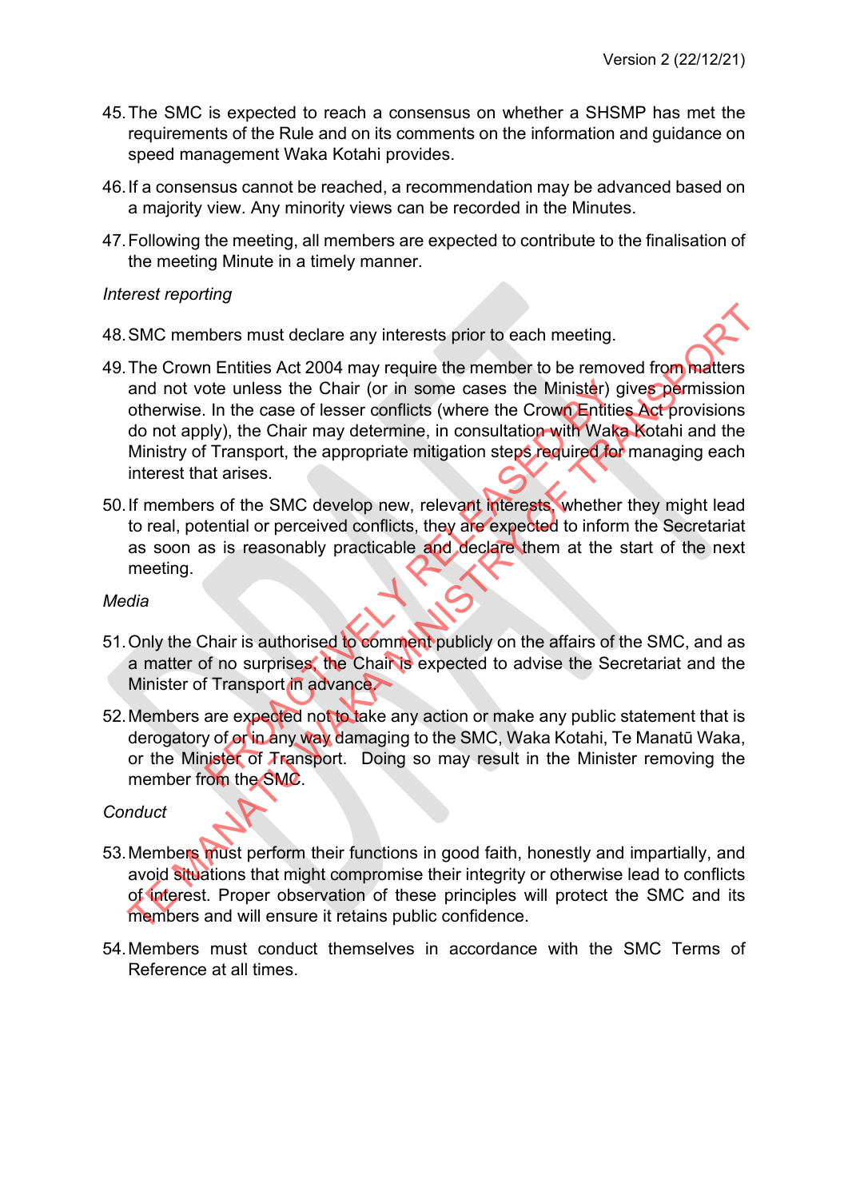45. The SMC is expected to reach a consensus on whether a SHSMP has met the requirements of the Rule and on its comments on the information and guidance on speed management Waka Kotahi provides.

46. If a consensus cannot be reached, a recommendation may be advanced based on a majority view. Any minority views can be recorded in the Minutes.

47. Following the meeting, all members are expected to contribute to the finalisation of the meeting Minute in a timely manner.

*Interest reporting*

48. SMC members must declare any interests prior to each meeting.

49. The Crown Entities Act 2004 may require the member to be removed from matters and not vote unless the Chair (or in some cases the Minister) gives permission otherwise. In the case of lesser conflicts (where the Crown Entities Act provisions do not apply), the Chair may determine, in consultation with Waka Kotahi and the Ministry of Transport, the appropriate mitigation steps required for managing each interest that arises.

50. If members of the SMC develop new, relevant interests, whether they might lead to real, potential or perceived conflicts, they are expected to inform the Secretariat as soon as is reasonably practicable and declare them at the start of the next meeting.

*Media*

51. Only the Chair is authorised to comment publicly on the affairs of the SMC, and as a matter of no surprises, the Chair is expected to advise the Secretariat and the Minister of Transport in advance.

52. Members are expected not to take any action or make any public statement that is derogatory of or in any way damaging to the SMC, Waka Kotahi, Te Manatū Waka, or the Minister of Transport. Doing so may result in the Minister removing the member from the SMC.

*Conduct*

53. Members must perform their functions in good faith, honestly and impartially, and avoid situations that might compromise their integrity or otherwise lead to conflicts of interest. Proper observation of these principles will protect the SMC and its members and will ensure it retains public confidence.

54. Members must conduct themselves in accordance with the SMC Terms of Reference at all times.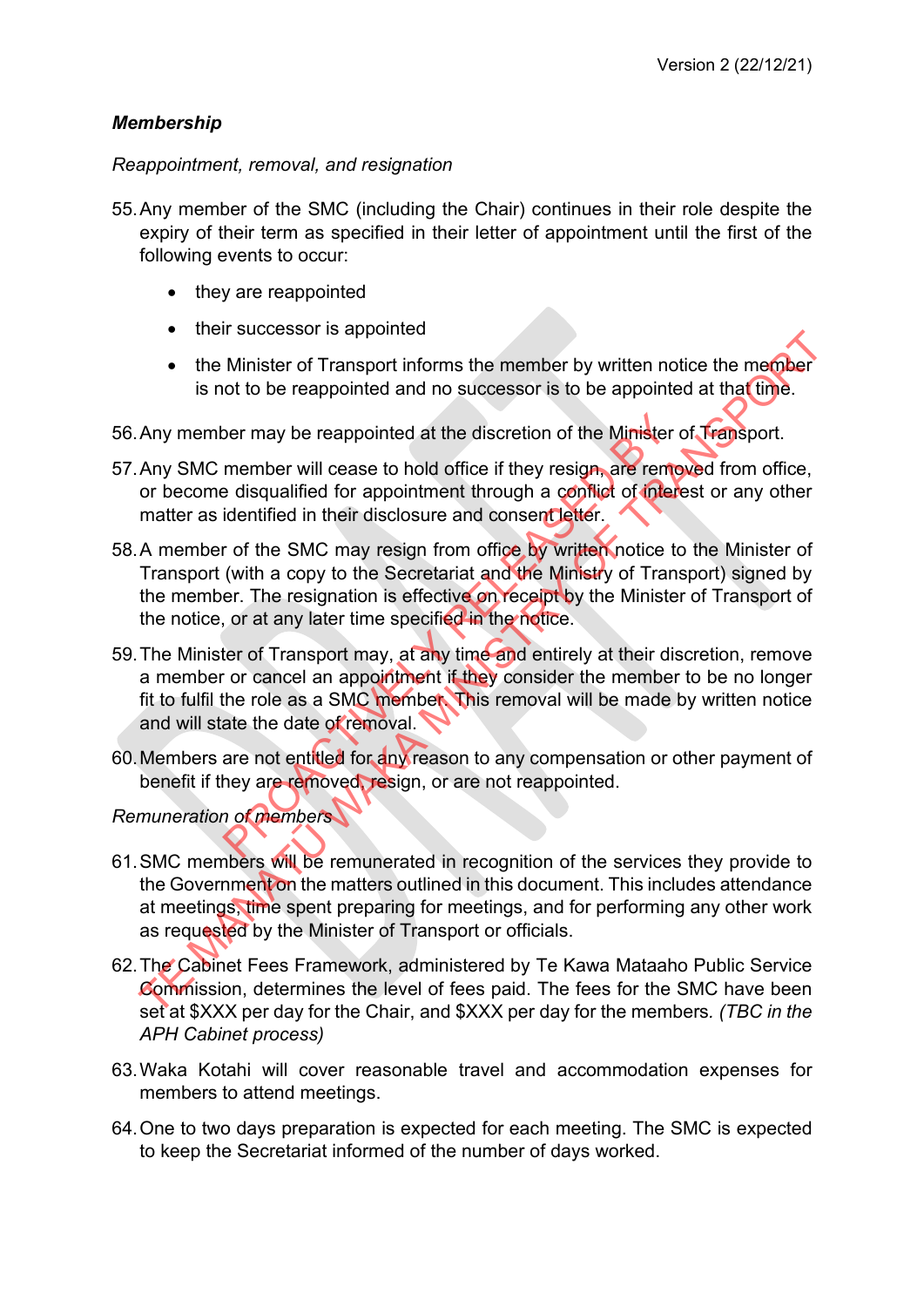### *Membership*

*Reappointment, removal, and resignation*

55. Any member of the SMC (including the Chair) continues in their role despite the expiry of their term as specified in their letter of appointment until the first of the following events to occur:

    - they are reappointed
    - their successor is appointed
    - the Minister of Transport informs the member by written notice the member is not to be reappointed and no successor is to be appointed at that time.

56. Any member may be reappointed at the discretion of the Minister of Transport.

57. Any SMC member will cease to hold office if they resign, are removed from office, or become disqualified for appointment through a conflict of interest or any other matter as identified in their disclosure and consent letter.

58. A member of the SMC may resign from office by written notice to the Minister of Transport (with a copy to the Secretariat and the Ministry of Transport) signed by the member. The resignation is effective on receipt by the Minister of Transport of the notice, or at any later time specified in the notice.

59. The Minister of Transport may, at any time and entirely at their discretion, remove a member or cancel an appointment if they consider the member to be no longer fit to fulfil the role as a SMC member. This removal will be made by written notice and will state the date of removal.

60. Members are not entitled for any reason to any compensation or other payment of benefit if they are removed, resign, or are not reappointed.

*Remuneration of members*

61. SMC members will be remunerated in recognition of the services they provide to the Government on the matters outlined in this document. This includes attendance at meetings, time spent preparing for meetings, and for performing any other work as requested by the Minister of Transport or officials.

62. The Cabinet Fees Framework, administered by Te Kawa Mataaho Public Service Commission, determines the level of fees paid. The fees for the SMC have been set at $XXX per day for the Chair, and $XXX per day for the members. *(TBC in the APH Cabinet process)*

63. Waka Kotahi will cover reasonable travel and accommodation expenses for members to attend meetings.

64. One to two days preparation is expected for each meeting. The SMC is expected to keep the Secretariat informed of the number of days worked.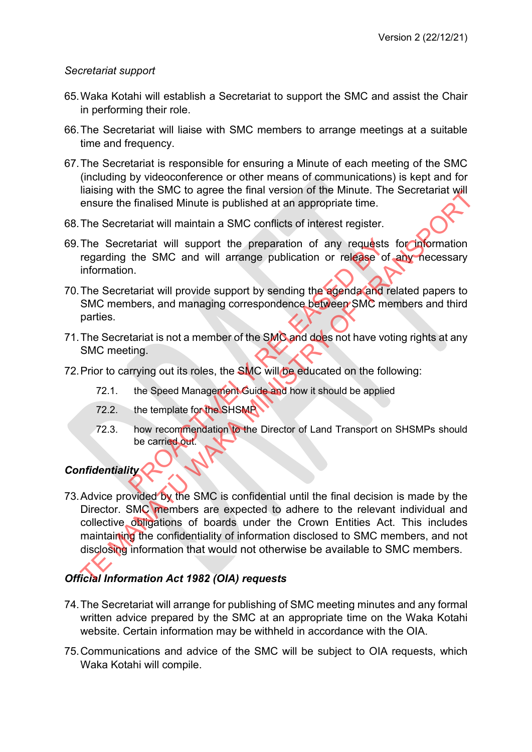*Secretariat support*

65. Waka Kotahi will establish a Secretariat to support the SMC and assist the Chair in performing their role.

66. The Secretariat will liaise with SMC members to arrange meetings at a suitable time and frequency.

67. The Secretariat is responsible for ensuring a Minute of each meeting of the SMC (including by videoconference or other means of communications) is kept and for liaising with the SMC to agree the final version of the Minute. The Secretariat will ensure the finalised Minute is published at an appropriate time.

68. The Secretariat will maintain a SMC conflicts of interest register.

69. The Secretariat will support the preparation of any requests for information regarding the SMC and will arrange publication or release of any necessary information.

70. The Secretariat will provide support by sending the agenda and related papers to SMC members, and managing correspondence between SMC members and third parties.

71. The Secretariat is not a member of the SMC and does not have voting rights at any SMC meeting.

72. Prior to carrying out its roles, the SMC will be educated on the following:

    72.1. the Speed Management Guide and how it should be applied

    72.2. the template for the SHSMP

    72.3. how recommendation to the Director of Land Transport on SHSMPs should be carried out.

***Confidentiality***

73. Advice provided by the SMC is confidential until the final decision is made by the Director. SMC members are expected to adhere to the relevant individual and collective obligations of boards under the Crown Entities Act. This includes maintaining the confidentiality of information disclosed to SMC members, and not disclosing information that would not otherwise be available to SMC members.

***Official Information Act 1982 (OIA) requests***

74. The Secretariat will arrange for publishing of SMC meeting minutes and any formal written advice prepared by the SMC at an appropriate time on the Waka Kotahi website. Certain information may be withheld in accordance with the OIA.

75. Communications and advice of the SMC will be subject to OIA requests, which Waka Kotahi will compile.